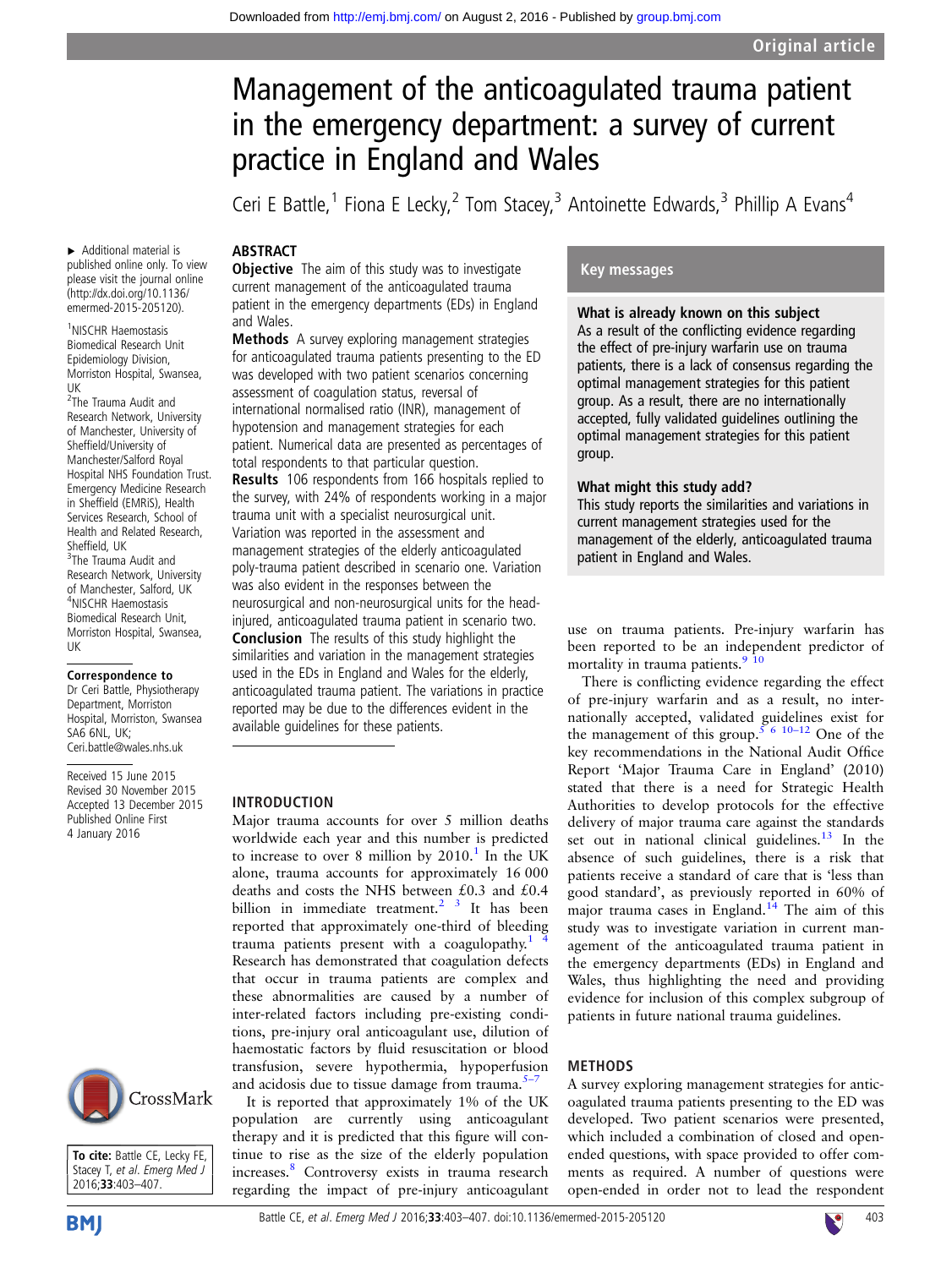# Management of the anticoagulated trauma patient in the emergency department: a survey of current practice in England and Wales

Ceri E Battle,[1] Fiona E Lecky,[2] Tom Stacey,[3] Antoinette Edwards,[3] Phillip A Evans[4]

▸ Additional material is published online only. To view please visit the journal online (http://dx.doi.org/10.1136/emermed-2015-205120).

[1]NISCHR Haemostasis Biomedical Research Unit Epidemiology Division, Morriston Hospital, Swansea, UK
[2]The Trauma Audit and Research Network, University of Manchester, University of Sheffield/University of Manchester/Salford Royal Hospital NHS Foundation Trust. Emergency Medicine Research in Sheffield (EMRiS), Health Services Research, School of Health and Related Research, Sheffield, UK
[3]The Trauma Audit and Research Network, University of Manchester, Salford, UK
[4]NISCHR Haemostasis Biomedical Research Unit, Morriston Hospital, Swansea, UK

**Correspondence to**
Dr Ceri Battle, Physiotherapy Department, Morriston Hospital, Morriston, Swansea SA6 6NL, UK; Ceri.battle@wales.nhs.uk

Received 15 June 2015
Revised 30 November 2015
Accepted 13 December 2015
Published Online First 4 January 2016

To cite: Battle CE, Lecky FE, Stacey T, et al. Emerg Med J 2016;33:403–407.

## ABSTRACT

**Objective** The aim of this study was to investigate current management of the anticoagulated trauma patient in the emergency departments (EDs) in England and Wales.

**Methods** A survey exploring management strategies for anticoagulated trauma patients presenting to the ED was developed with two patient scenarios concerning assessment of coagulation status, reversal of international normalised ratio (INR), management of hypotension and management strategies for each patient. Numerical data are presented as percentages of total respondents to that particular question.

**Results** 106 respondents from 166 hospitals replied to the survey, with 24% of respondents working in a major trauma unit with a specialist neurosurgical unit. Variation was reported in the assessment and management strategies of the elderly anticoagulated poly-trauma patient described in scenario one. Variation was also evident in the responses between the neurosurgical and non-neurosurgical units for the head-injured, anticoagulated trauma patient in scenario two.

**Conclusion** The results of this study highlight the similarities and variation in the management strategies used in the EDs in England and Wales for the elderly, anticoagulated trauma patient. The variations in practice reported may be due to the differences evident in the available guidelines for these patients.

### Key messages

**What is already known on this subject**

As a result of the conflicting evidence regarding the effect of pre-injury warfarin use on trauma patients, there is a lack of consensus regarding the optimal management strategies for this patient group. As a result, there are no internationally accepted, fully validated guidelines outlining the optimal management strategies for this patient group.

**What might this study add?**

This study reports the similarities and variations in current management strategies used for the management of the elderly, anticoagulated trauma patient in England and Wales.

## INTRODUCTION

Major trauma accounts for over 5 million deaths worldwide each year and this number is predicted to increase to over 8 million by 2010.[1] In the UK alone, trauma accounts for approximately 16 000 deaths and costs the NHS between £0.3 and £0.4 billion in immediate treatment.[2,3] It has been reported that approximately one-third of bleeding trauma patients present with a coagulopathy.[1,4] Research has demonstrated that coagulation defects that occur in trauma patients are complex and these abnormalities are caused by a number of inter-related factors including pre-existing conditions, pre-injury oral anticoagulant use, dilution of haemostatic factors by fluid resuscitation or blood transfusion, severe hypothermia, hypoperfusion and acidosis due to tissue damage from trauma.[5–7]

It is reported that approximately 1% of the UK population are currently using anticoagulant therapy and it is predicted that this figure will continue to rise as the size of the elderly population increases.[8] Controversy exists in trauma research regarding the impact of pre-injury anticoagulant use on trauma patients. Pre-injury warfarin has been reported to be an independent predictor of mortality in trauma patients.[9,10]

There is conflicting evidence regarding the effect of pre-injury warfarin and as a result, no internationally accepted, validated guidelines exist for the management of this group.[5,6,10–12] One of the key recommendations in the National Audit Office Report 'Major Trauma Care in England' (2010) stated that there is a need for Strategic Health Authorities to develop protocols for the effective delivery of major trauma care against the standards set out in national clinical guidelines.[13] In the absence of such guidelines, there is a risk that patients receive a standard of care that is 'less than good standard', as previously reported in 60% of major trauma cases in England.[14] The aim of this study was to investigate variation in current management of the anticoagulated trauma patient in the emergency departments (EDs) in England and Wales, thus highlighting the need and providing evidence for inclusion of this complex subgroup of patients in future national trauma guidelines.

## METHODS

A survey exploring management strategies for anticoagulated trauma patients presenting to the ED was developed. Two patient scenarios were presented, which included a combination of closed and open-ended questions, with space provided to offer comments as required. A number of questions were open-ended in order not to lead the respondent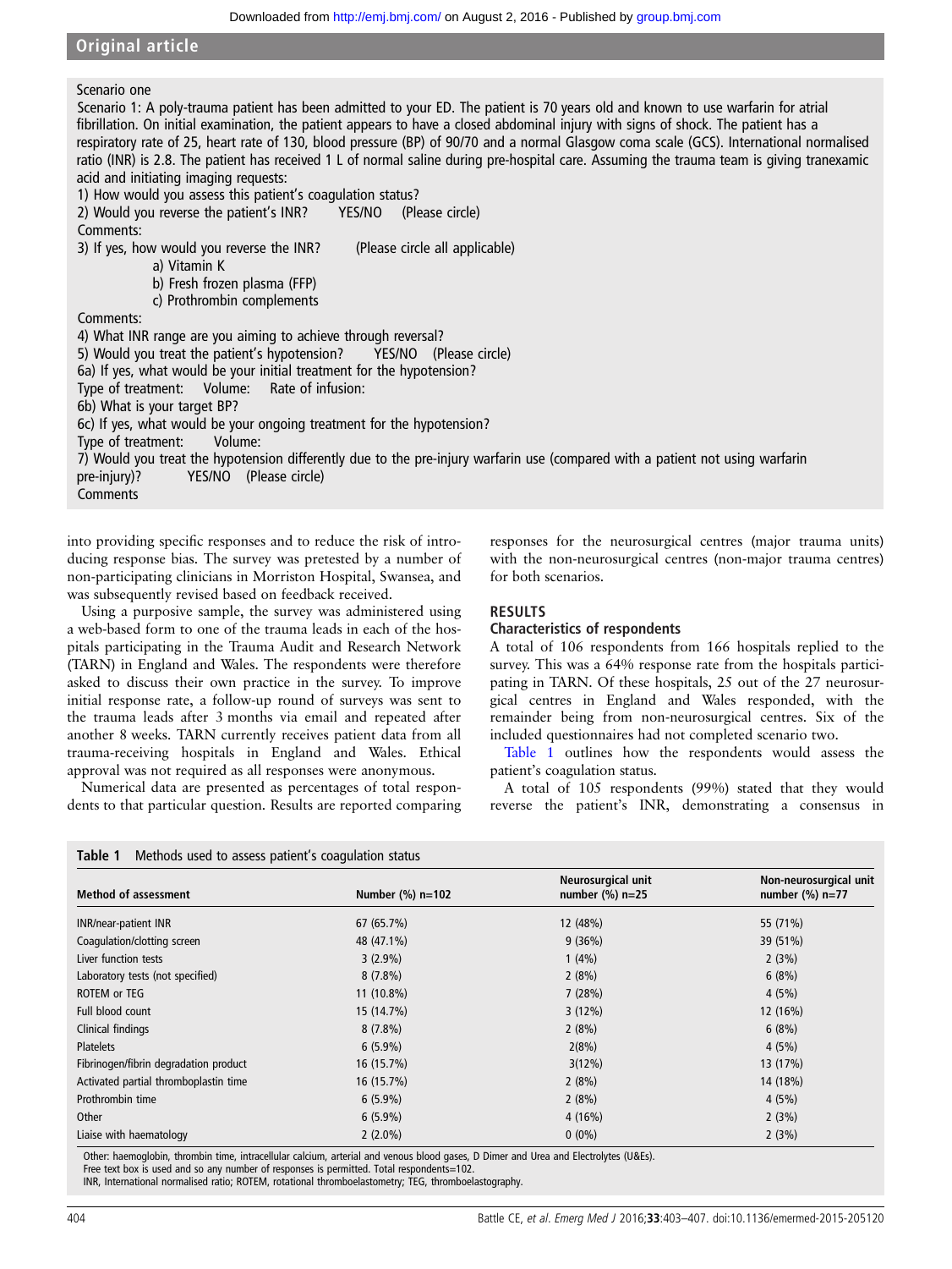Scenario one

Scenario 1: A poly-trauma patient has been admitted to your ED. The patient is 70 years old and known to use warfarin for atrial fibrillation. On initial examination, the patient appears to have a closed abdominal injury with signs of shock. The patient has a respiratory rate of 25, heart rate of 130, blood pressure (BP) of 90/70 and a normal Glasgow coma scale (GCS). International normalised ratio (INR) is 2.8. The patient has received 1 L of normal saline during pre-hospital care. Assuming the trauma team is giving tranexamic acid and initiating imaging requests:

1) How would you assess this patient's coagulation status?
2) Would you reverse the patient's INR? YES/NO (Please circle)

Comments:

3) If yes, how would you reverse the INR? (Please circle all applicable)
 a) Vitamin K
 b) Fresh frozen plasma (FFP)
 c) Prothrombin complements

Comments:

4) What INR range are you aiming to achieve through reversal?
5) Would you treat the patient's hypotension? YES/NO (Please circle)
6a) If yes, what would be your initial treatment for the hypotension?
Type of treatment: Volume: Rate of infusion:
6b) What is your target BP?
6c) If yes, what would be your ongoing treatment for the hypotension?
Type of treatment: Volume:
7) Would you treat the hypotension differently due to the pre-injury warfarin use (compared with a patient not using warfarin pre-injury)? YES/NO (Please circle)

Comments

into providing specific responses and to reduce the risk of introducing response bias. The survey was pretested by a number of non-participating clinicians in Morriston Hospital, Swansea, and was subsequently revised based on feedback received.

Using a purposive sample, the survey was administered using a web-based form to one of the trauma leads in each of the hospitals participating in the Trauma Audit and Research Network (TARN) in England and Wales. The respondents were therefore asked to discuss their own practice in the survey. To improve initial response rate, a follow-up round of surveys was sent to the trauma leads after 3 months via email and repeated after another 8 weeks. TARN currently receives patient data from all trauma-receiving hospitals in England and Wales. Ethical approval was not required as all responses were anonymous.

Numerical data are presented as percentages of total respondents to that particular question. Results are reported comparing responses for the neurosurgical centres (major trauma units) with the non-neurosurgical centres (non-major trauma centres) for both scenarios.

## RESULTS

### Characteristics of respondents

A total of 106 respondents from 166 hospitals replied to the survey. This was a 64% response rate from the hospitals participating in TARN. Of these hospitals, 25 out of the 27 neurosurgical centres in England and Wales responded, with the remainder being from non-neurosurgical centres. Six of the included questionnaires had not completed scenario two.

Table 1 outlines how the respondents would assess the patient's coagulation status.

A total of 105 respondents (99%) stated that they would reverse the patient's INR, demonstrating a consensus in

**Table 1** Methods used to assess patient's coagulation status

| Method of assessment | Number (%) n=102 | Neurosurgical unit number (%) n=25 | Non-neurosurgical unit number (%) n=77 |
|---|---|---|---|
| INR/near-patient INR | 67 (65.7%) | 12 (48%) | 55 (71%) |
| Coagulation/clotting screen | 48 (47.1%) | 9 (36%) | 39 (51%) |
| Liver function tests | 3 (2.9%) | 1 (4%) | 2 (3%) |
| Laboratory tests (not specified) | 8 (7.8%) | 2 (8%) | 6 (8%) |
| ROTEM or TEG | 11 (10.8%) | 7 (28%) | 4 (5%) |
| Full blood count | 15 (14.7%) | 3 (12%) | 12 (16%) |
| Clinical findings | 8 (7.8%) | 2 (8%) | 6 (8%) |
| Platelets | 6 (5.9%) | 2(8%) | 4 (5%) |
| Fibrinogen/fibrin degradation product | 16 (15.7%) | 3(12%) | 13 (17%) |
| Activated partial thromboplastin time | 16 (15.7%) | 2 (8%) | 14 (18%) |
| Prothrombin time | 6 (5.9%) | 2 (8%) | 4 (5%) |
| Other | 6 (5.9%) | 4 (16%) | 2 (3%) |
| Liaise with haematology | 2 (2.0%) | 0 (0%) | 2 (3%) |

Other: haemoglobin, thrombin time, intracellular calcium, arterial and venous blood gases, D Dimer and Urea and Electrolytes (U&Es).
Free text box is used and so any number of responses is permitted. Total respondents=102.
INR, International normalised ratio; ROTEM, rotational thromboelastometry; TEG, thromboelastography.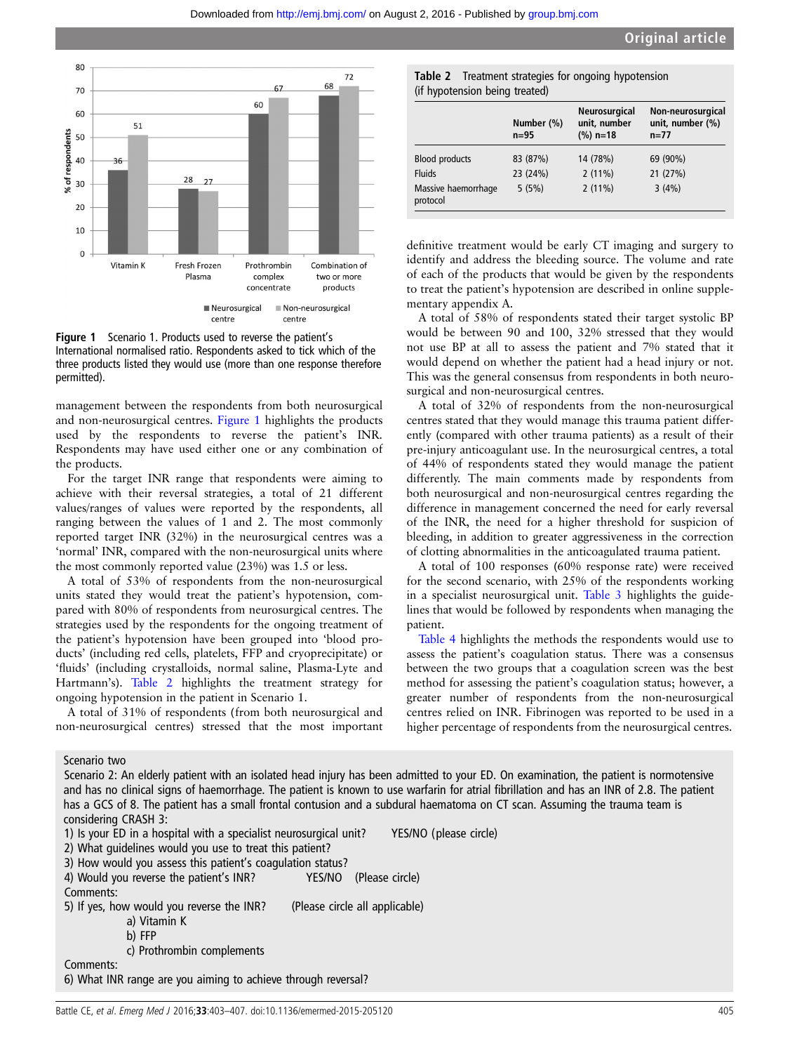Figure 1 Scenario 1. Products used to reverse the patient's International normalised ratio. Respondents asked to tick which of the three products listed they would use (more than one response therefore permitted).

management between the respondents from both neurosurgical and non-neurosurgical centres. Figure 1 highlights the products used by the respondents to reverse the patient's INR. Respondents may have used either one or any combination of the products.

For the target INR range that respondents were aiming to achieve with their reversal strategies, a total of 21 different values/ranges of values were reported by the respondents, all ranging between the values of 1 and 2. The most commonly reported target INR (32%) in the neurosurgical centres was a 'normal' INR, compared with the non-neurosurgical units where the most commonly reported value (23%) was 1.5 or less.

A total of 53% of respondents from the non-neurosurgical units stated they would treat the patient's hypotension, compared with 80% of respondents from neurosurgical centres. The strategies used by the respondents for the ongoing treatment of the patient's hypotension have been grouped into 'blood products' (including red cells, platelets, FFP and cryoprecipitate) or 'fluids' (including crystalloids, normal saline, Plasma-Lyte and Hartmann's). Table 2 highlights the treatment strategy for ongoing hypotension in the patient in Scenario 1.

A total of 31% of respondents (from both neurosurgical and non-neurosurgical centres) stressed that the most important definitive treatment would be early CT imaging and surgery to identify and address the bleeding source. The volume and rate of each of the products that would be given by the respondents to treat the patient's hypotension are described in online supplementary appendix A.

**Table 2** Treatment strategies for ongoing hypotension (if hypotension being treated)

| | Number (%) n=95 | Neurosurgical unit, number (%) n=18 | Non-neurosurgical unit, number (%) n=77 |
|---|---|---|---|
| Blood products | 83 (87%) | 14 (78%) | 69 (90%) |
| Fluids | 23 (24%) | 2 (11%) | 21 (27%) |
| Massive haemorrhage protocol | 5 (5%) | 2 (11%) | 3 (4%) |

A total of 58% of respondents stated their target systolic BP would be between 90 and 100, 32% stressed that they would not use BP at all to assess the patient and 7% stated that it would depend on whether the patient had a head injury or not. This was the general consensus from respondents in both neurosurgical and non-neurosurgical centres.

A total of 32% of respondents from the non-neurosurgical centres stated that they would manage this trauma patient differently (compared with other trauma patients) as a result of their pre-injury anticoagulant use. In the neurosurgical centres, a total of 44% of respondents stated they would manage the patient differently. The main comments made by respondents from both neurosurgical and non-neurosurgical centres regarding the difference in management concerned the need for early reversal of the INR, the need for a higher threshold for suspicion of bleeding, in addition to greater aggressiveness in the correction of clotting abnormalities in the anticoagulated trauma patient.

A total of 100 responses (60% response rate) were received for the second scenario, with 25% of the respondents working in a specialist neurosurgical unit. Table 3 highlights the guidelines that would be followed by respondents when managing the patient.

Table 4 highlights the methods the respondents would use to assess the patient's coagulation status. There was a consensus between the two groups that a coagulation screen was the best method for assessing the patient's coagulation status; however, a greater number of respondents from the non-neurosurgical centres relied on INR. Fibrinogen was reported to be used in a higher percentage of respondents from the neurosurgical centres.

Scenario two

Scenario 2: An elderly patient with an isolated head injury has been admitted to your ED. On examination, the patient is normotensive and has no clinical signs of haemorrhage. The patient is known to use warfarin for atrial fibrillation and has an INR of 2.8. The patient has a GCS of 8. The patient has a small frontal contusion and a subdural haematoma on CT scan. Assuming the trauma team is considering CRASH 3:

1) Is your ED in a hospital with a specialist neurosurgical unit? YES/NO (please circle)
2) What guidelines would you use to treat this patient?
3) How would you assess this patient's coagulation status?
4) Would you reverse the patient's INR? YES/NO (Please circle)

Comments:

5) If yes, how would you reverse the INR? (Please circle all applicable)
   a) Vitamin K
   b) FFP
   c) Prothrombin complements

Comments:

6) What INR range are you aiming to achieve through reversal?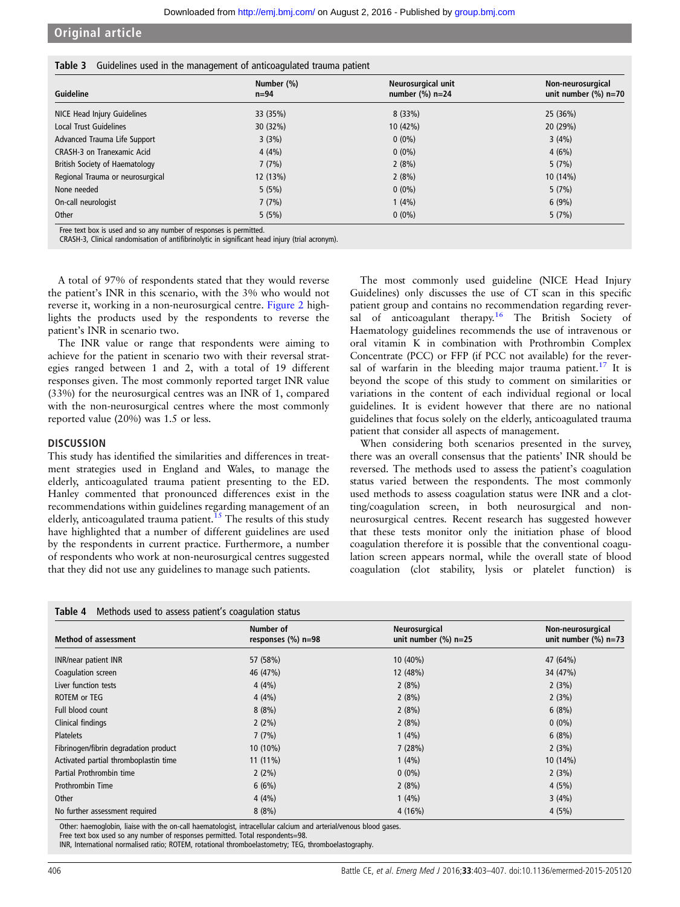**Table 3** Guidelines used in the management of anticoagulated trauma patient

| Guideline | Number (%) n=94 | Neurosurgical unit number (%) n=24 | Non-neurosurgical unit number (%) n=70 |
|---|---|---|---|
| NICE Head Injury Guidelines | 33 (35%) | 8 (33%) | 25 (36%) |
| Local Trust Guidelines | 30 (32%) | 10 (42%) | 20 (29%) |
| Advanced Trauma Life Support | 3 (3%) | 0 (0%) | 3 (4%) |
| CRASH-3 on Tranexamic Acid | 4 (4%) | 0 (0%) | 4 (6%) |
| British Society of Haematology | 7 (7%) | 2 (8%) | 5 (7%) |
| Regional Trauma or neurosurgical | 12 (13%) | 2 (8%) | 10 (14%) |
| None needed | 5 (5%) | 0 (0%) | 5 (7%) |
| On-call neurologist | 7 (7%) | 1 (4%) | 6 (9%) |
| Other | 5 (5%) | 0 (0%) | 5 (7%) |

Free text box is used and so any number of responses is permitted.
CRASH-3, Clinical randomisation of antifibrinolytic in significant head injury (trial acronym).

A total of 97% of respondents stated that they would reverse the patient's INR in this scenario, with the 3% who would not reverse it, working in a non-neurosurgical centre. Figure 2 highlights the products used by the respondents to reverse the patient's INR in scenario two.

The INR value or range that respondents were aiming to achieve for the patient in scenario two with their reversal strategies ranged between 1 and 2, with a total of 19 different responses given. The most commonly reported target INR value (33%) for the neurosurgical centres was an INR of 1, compared with the non-neurosurgical centres where the most commonly reported value (20%) was 1.5 or less.

## DISCUSSION

This study has identified the similarities and differences in treatment strategies used in England and Wales, to manage the elderly, anticoagulated trauma patient presenting to the ED. Hanley commented that pronounced differences exist in the recommendations within guidelines regarding management of an elderly, anticoagulated trauma patient.[15] The results of this study have highlighted that a number of different guidelines are used by the respondents in current practice. Furthermore, a number of respondents who work at non-neurosurgical centres suggested that they did not use any guidelines to manage such patients.

The most commonly used guideline (NICE Head Injury Guidelines) only discusses the use of CT scan in this specific patient group and contains no recommendation regarding reversal of anticoagulant therapy.[16] The British Society of Haematology guidelines recommends the use of intravenous or oral vitamin K in combination with Prothrombin Complex Concentrate (PCC) or FFP (if PCC not available) for the reversal of warfarin in the bleeding major trauma patient.[17] It is beyond the scope of this study to comment on similarities or variations in the content of each individual regional or local guidelines. It is evident however that there are no national guidelines that focus solely on the elderly, anticoagulated trauma patient that consider all aspects of management.

When considering both scenarios presented in the survey, there was an overall consensus that the patients' INR should be reversed. The methods used to assess the patient's coagulation status varied between the respondents. The most commonly used methods to assess coagulation status were INR and a clotting/coagulation screen, in both neurosurgical and non-neurosurgical centres. Recent research has suggested however that these tests monitor only the initiation phase of blood coagulation therefore it is possible that the conventional coagulation screen appears normal, while the overall state of blood coagulation (clot stability, lysis or platelet function) is

**Table 4** Methods used to assess patient's coagulation status

| Method of assessment | Number of responses (%) n=98 | Neurosurgical unit number (%) n=25 | Non-neurosurgical unit number (%) n=73 |
|---|---|---|---|
| INR/near patient INR | 57 (58%) | 10 (40%) | 47 (64%) |
| Coagulation screen | 46 (47%) | 12 (48%) | 34 (47%) |
| Liver function tests | 4 (4%) | 2 (8%) | 2 (3%) |
| ROTEM or TEG | 4 (4%) | 2 (8%) | 2 (3%) |
| Full blood count | 8 (8%) | 2 (8%) | 6 (8%) |
| Clinical findings | 2 (2%) | 2 (8%) | 0 (0%) |
| Platelets | 7 (7%) | 1 (4%) | 6 (8%) |
| Fibrinogen/fibrin degradation product | 10 (10%) | 7 (28%) | 2 (3%) |
| Activated partial thromboplastin time | 11 (11%) | 1 (4%) | 10 (14%) |
| Partial Prothrombin time | 2 (2%) | 0 (0%) | 2 (3%) |
| Prothrombin Time | 6 (6%) | 2 (8%) | 4 (5%) |
| Other | 4 (4%) | 1 (4%) | 3 (4%) |
| No further assessment required | 8 (8%) | 4 (16%) | 4 (5%) |

Other: haemoglobin, liaise with the on-call haematologist, intracellular calcium and arterial/venous blood gases.
Free text box used so any number of responses permitted. Total respondents=98.
INR, International normalised ratio; ROTEM, rotational thromboelastometry; TEG, thromboelastography.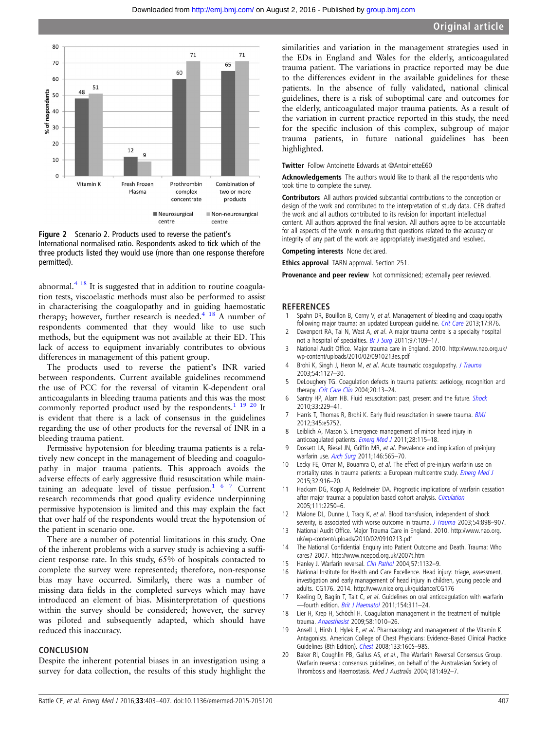Figure 2 Scenario 2. Products used to reverse the patient's International normalised ratio. Respondents asked to tick which of the three products listed they would use (more than one response therefore permitted).

abnormal.[4,18] It is suggested that in addition to routine coagulation tests, viscoelastic methods must also be performed to assist in characterising the coagulopathy and in guiding haemostatic therapy; however, further research is needed.[4,18] A number of respondents commented that they would like to use such methods, but the equipment was not available at their ED. This lack of access to equipment invariably contributes to obvious differences in management of this patient group.

The products used to reverse the patient's INR varied between respondents. Current available guidelines recommend the use of PCC for the reversal of vitamin K-dependent oral anticoagulants in bleeding trauma patients and this was the most commonly reported product used by the respondents.[1,19,20] It is evident that there is a lack of consensus in the guidelines regarding the use of other products for the reversal of INR in a bleeding trauma patient.

Permissive hypotension for bleeding trauma patients is a relatively new concept in the management of bleeding and coagulopathy in major trauma patients. This approach avoids the adverse effects of early aggressive fluid resuscitation while maintaining an adequate level of tissue perfusion.[1,6,7] Current research recommends that good quality evidence underpinning permissive hypotension is limited and this may explain the fact that over half of the respondents would treat the hypotension of the patient in scenario one.

There are a number of potential limitations in this study. One of the inherent problems with a survey study is achieving a sufficient response rate. In this study, 65% of hospitals contacted to complete the survey were represented; therefore, non-response bias may have occurred. Similarly, there was a number of missing data fields in the completed surveys which may have introduced an element of bias. Misinterpretation of questions within the survey should be considered; however, the survey was piloted and subsequently adapted, which should have reduced this inaccuracy.

## CONCLUSION

Despite the inherent potential biases in an investigation using a survey for data collection, the results of this study highlight the similarities and variation in the management strategies used in the EDs in England and Wales for the elderly, anticoagulated trauma patient. The variations in practice reported may be due to the differences evident in the available guidelines for these patients. In the absence of fully validated, national clinical guidelines, there is a risk of suboptimal care and outcomes for the elderly, anticoagulated major trauma patients. As a result of the variation in current practice reported in this study, the need for the specific inclusion of this complex, subgroup of major trauma patients, in future national guidelines has been highlighted.

**Twitter** Follow Antoinette Edwards at @AntoinetteE60

**Acknowledgements** The authors would like to thank all the respondents who took time to complete the survey.

**Contributors** All authors provided substantial contributions to the conception or design of the work and contributed to the interpretation of study data. CEB drafted the work and all authors contributed to its revision for important intellectual content. All authors approved the final version. All authors agree to be accountable for all aspects of the work in ensuring that questions related to the accuracy or integrity of any part of the work are appropriately investigated and resolved.

**Competing interests** None declared.

**Ethics approval** TARN approval. Section 251.

**Provenance and peer review** Not commissioned; externally peer reviewed.

## REFERENCES

1. Spahn DR, Bouillon B, Cerny V, *et al*. Management of bleeding and coagulopathy following major trauma: an updated European guideline. *Crit Care* 2013;17:R76.
2. Davenport RA, Tai N, West A, *et al*. A major trauma centre is a specialty hospital not a hospital of specialties. *Br J Surg* 2011;97:109–17.
3. National Audit Office. Major trauma care in England. 2010. http://www.nao.org.uk/wp-content/uploads/2010/02/0910213es.pdf
4. Brohi K, Singh J, Heron M, *et al*. Acute traumatic coagulopathy. *J Trauma* 2003;54:1127–30.
5. DeLoughery TG. Coagulation defects in trauma patients: aetiology, recognition and therapy. *Crit Care Clin* 2004;20:13–24.
6. Santry HP, Alam HB. Fluid resuscitation: past, present and the future. *Shock* 2010;33:229–41.
7. Harris T, Thomas R, Brohi K. Early fluid resuscitation in severe trauma. *BMJ* 2012;345:e5752.
8. Leiblich A, Mason S. Emergence management of minor head injury in anticoagulated patients. *Emerg Med J* 2011;28:115–18.
9. Dossett LA, Riesel JN, Griffin MR, *et al*. Prevalence and implication of preinjury warfarin use. *Arch Surg* 2011;146:565–70.
10. Lecky FE, Omar M, Bouamra O, *et al*. The effect of pre-injury warfarin use on mortality rates in trauma patients: a European multicentre study. *Emerg Med J* 2015;32:916–20.
11. Hackam DG, Kopp A, Redelmeier DA. Prognostic implications of warfarin cessation after major trauma: a population based cohort analysis. *Circulation* 2005;111:2250–6.
12. Malone DL, Dunne J, Tracy K, *et al*. Blood transfusion, independent of shock severity, is associated with worse outcome in trauma. *J Trauma* 2003;54:898–907.
13. National Audit Office. Major Trauma Care in England. 2010. http://www.nao.org.uk/wp-content/uploads/2010/02/0910213.pdf
14. The National Confidential Enquiry into Patient Outcome and Death. Trauma: Who cares? 2007. http://www.ncepod.org.uk/2007t.htm
15. Hanley J. Warfarin reversal. *Clin Pathol* 2004;57:1132–9.
16. National Institute for Health and Care Excellence. Head injury: triage, assessment, investigation and early management of head injury in children, young people and adults. CG176. 2014. http://www.nice.org.uk/guidance/CG176
17. Keeling D, Baglin T, Tait C, *et al*. Guidelines on oral anticoagulation with warfarin—fourth edition. *Brit J Haematol* 2011;154:311–24.
18. Lier H, Krep H, Schöchl H. Coagulation management in the treatment of multiple trauma. *Anaesthesist* 2009;58:1010–26.
19. Ansell J, Hirsh J, Hylek E, *et al*. Pharmacology and management of the Vitamin K Antagonists. American College of Chest Physicians: Evidence-Based Clinical Practice Guidelines (8th Edition). *Chest* 2008;133:160S–98S.
20. Baker RI, Coughlin PB, Gallus AS, *et al*., The Warfarin Reversal Consensus Group. Warfarin reversal: consensus guidelines, on behalf of the Australasian Society of Thrombosis and Haemostasis. Med J Australia 2004;181:492–7.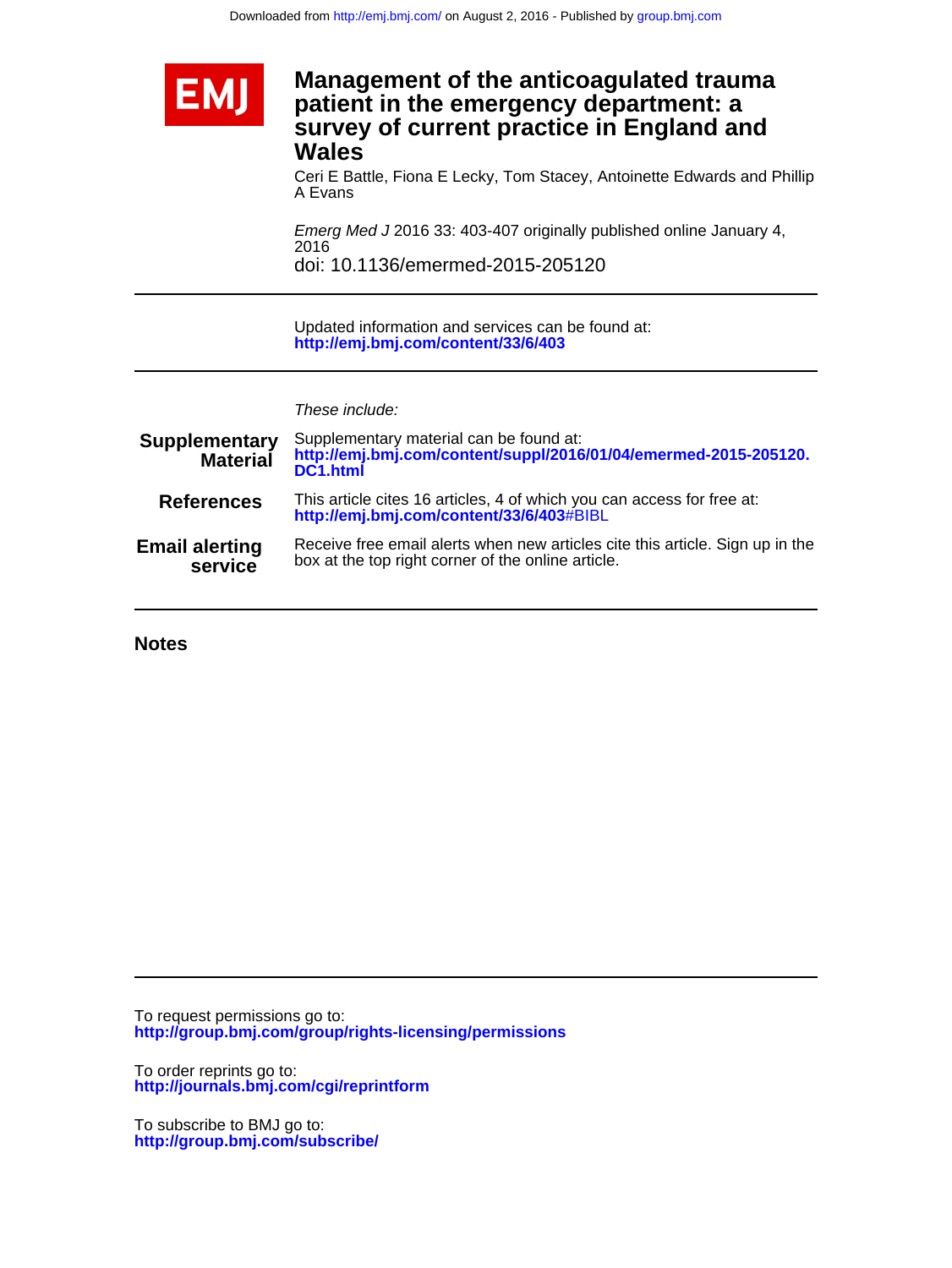Downloaded from http://emj.bmj.com/ on August 2, 2016 - Published by group.bmj.com

EMJ

# Management of the anticoagulated trauma patient in the emergency department: a survey of current practice in England and Wales

Ceri E Battle, Fiona E Lecky, Tom Stacey, Antoinette Edwards and Phillip A Evans

*Emerg Med J* 2016 33: 403-407 originally published online January 4, 2016
doi: 10.1136/emermed-2015-205120

Updated information and services can be found at:
**http://emj.bmj.com/content/33/6/403**

*These include:*

| | |
|---|---|
| **Supplementary Material** | Supplementary material can be found at: **http://emj.bmj.com/content/suppl/2016/01/04/emermed-2015-205120.DC1.html** |
| **References** | This article cites 16 articles, 4 of which you can access for free at: **http://emj.bmj.com/content/33/6/403**#BIBL |
| **Email alerting service** | Receive free email alerts when new articles cite this article. Sign up in the box at the top right corner of the online article. |

## Notes

To request permissions go to:
**http://group.bmj.com/group/rights-licensing/permissions**

To order reprints go to:
**http://journals.bmj.com/cgi/reprintform**

To subscribe to BMJ go to:
**http://group.bmj.com/subscribe/**